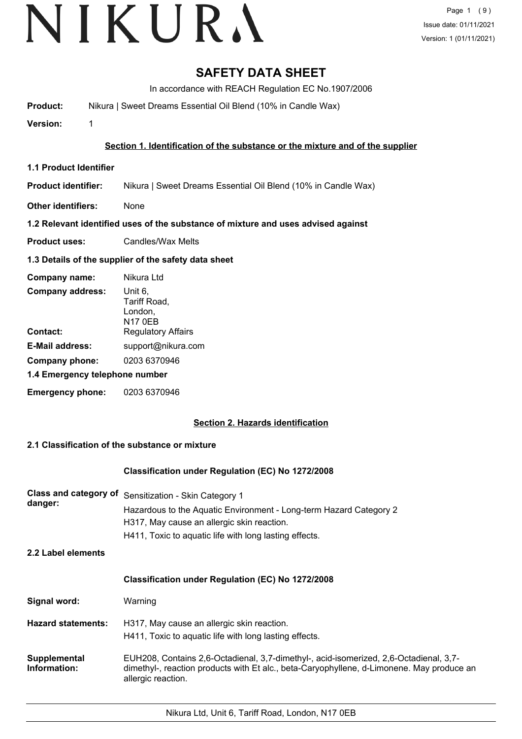# SAFETY DATA SHEET

In accordance with REACH Regulation EC No.1907/2006

**Product:** Nikura | Sweet Dreams Essential Oil Blend (10% in Candle Wax)

**Version:** 1

## Section 1. Identification of the substance or the mixture and of the supplier

### 1.1 Product Identifier

**Product identifier:** Nikura | Sweet Dreams Essential Oil Blend (10% in Candle Wax)

**Other identifiers:** None

### 1.2 Relevant identified uses of the substance of mixture and uses advised against

**Product uses:** Candles/Wax Melts

### 1.3 Details of the supplier of the safety data sheet

**Company name:** Nikura Ltd

**Company address:** Unit 6, Tariff Road, London, N17 0EB

**Contact:** Regulatory Affairs

**E-Mail address:** support@nikura.com

**Company phone:** 0203 6370946

### 1.4 Emergency telephone number

**Emergency phone:** 0203 6370946

## Section 2. Hazards identification

### 2.1 Classification of the substance or mixture

**Classification under Regulation (EC) No 1272/2008**

**Class and category of danger:**
Sensitization - Skin Category 1
Hazardous to the Aquatic Environment - Long-term Hazard Category 2
H317, May cause an allergic skin reaction.
H411, Toxic to aquatic life with long lasting effects.

### 2.2 Label elements

**Classification under Regulation (EC) No 1272/2008**

**Signal word:** Warning

**Hazard statements:**
H317, May cause an allergic skin reaction.
H411, Toxic to aquatic life with long lasting effects.

**Supplemental Information:** EUH208, Contains 2,6-Octadienal, 3,7-dimethyl-, acid-isomerized, 2,6-Octadienal, 3,7-dimethyl-, reaction products with Et alc., beta-Caryophyllene, d-Limonene. May produce an allergic reaction.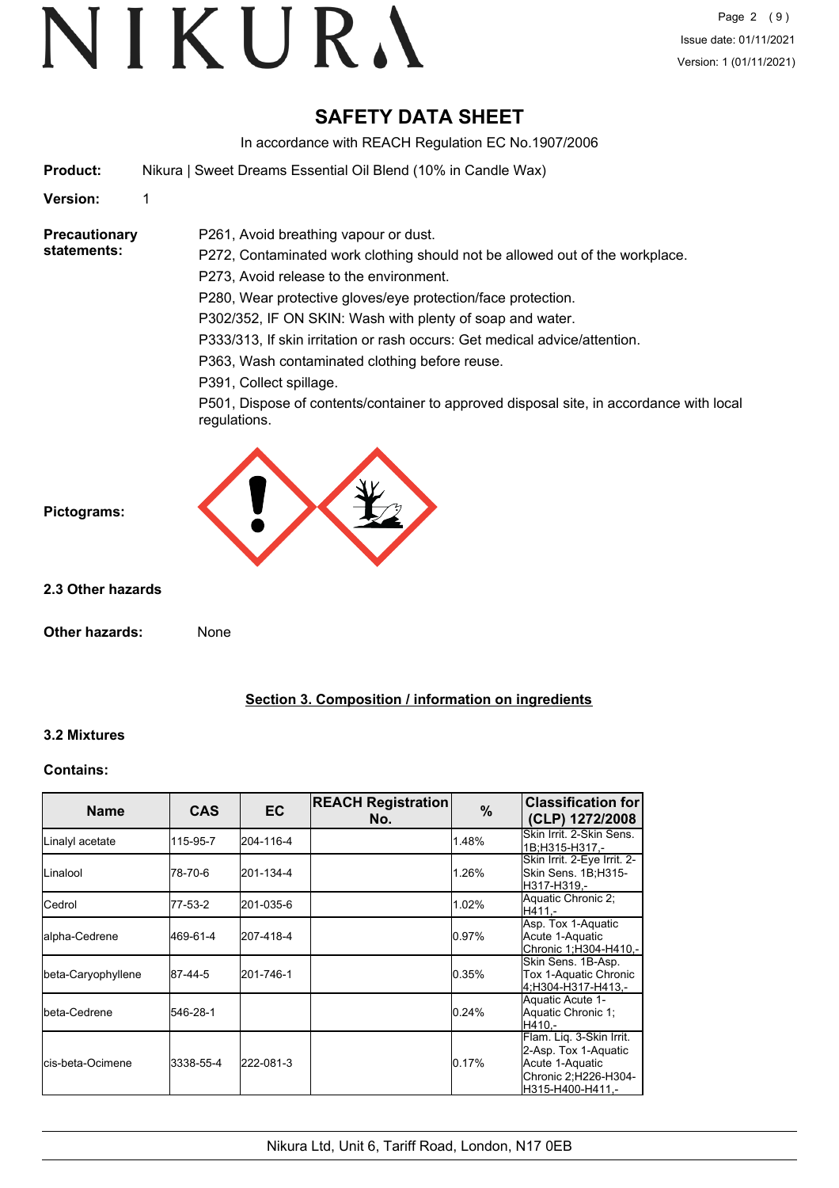# SAFETY DATA SHEET

In accordance with REACH Regulation EC No.1907/2006

**Product:** Nikura | Sweet Dreams Essential Oil Blend (10% in Candle Wax)

**Version:** 1

**Precautionary statements:**

P261, Avoid breathing vapour or dust.
P272, Contaminated work clothing should not be allowed out of the workplace.
P273, Avoid release to the environment.
P280, Wear protective gloves/eye protection/face protection.
P302/352, IF ON SKIN: Wash with plenty of soap and water.
P333/313, If skin irritation or rash occurs: Get medical advice/attention.
P363, Wash contaminated clothing before reuse.
P391, Collect spillage.
P501, Dispose of contents/container to approved disposal site, in accordance with local regulations.

**Pictograms:**

### 2.3 Other hazards

**Other hazards:** None

## Section 3. Composition / information on ingredients

### 3.2 Mixtures

**Contains:**

| Name | CAS | EC | REACH Registration No. | % | Classification for (CLP) 1272/2008 |
|---|---|---|---|---|---|
| Linalyl acetate | 115-95-7 | 204-116-4 | | 1.48% | Skin Irrit. 2-Skin Sens. 1B;H315-H317,- |
| Linalool | 78-70-6 | 201-134-4 | | 1.26% | Skin Irrit. 2-Eye Irrit. 2-Skin Sens. 1B;H315-H317-H319,- |
| Cedrol | 77-53-2 | 201-035-6 | | 1.02% | Aquatic Chronic 2;H411,- |
| alpha-Cedrene | 469-61-4 | 207-418-4 | | 0.97% | Asp. Tox 1-Aquatic Acute 1-Aquatic Chronic 1;H304-H410,- |
| beta-Caryophyllene | 87-44-5 | 201-746-1 | | 0.35% | Skin Sens. 1B-Asp. Tox 1-Aquatic Chronic 4;H304-H317-H413,- |
| beta-Cedrene | 546-28-1 | | | 0.24% | Aquatic Acute 1-Aquatic Chronic 1;H410,- |
| cis-beta-Ocimene | 3338-55-4 | 222-081-3 | | 0.17% | Flam. Liq. 3-Skin Irrit. 2-Asp. Tox 1-Aquatic Acute 1-Aquatic Chronic 2;H226-H304-H315-H400-H411,- |

Nikura Ltd, Unit 6, Tariff Road, London, N17 0EB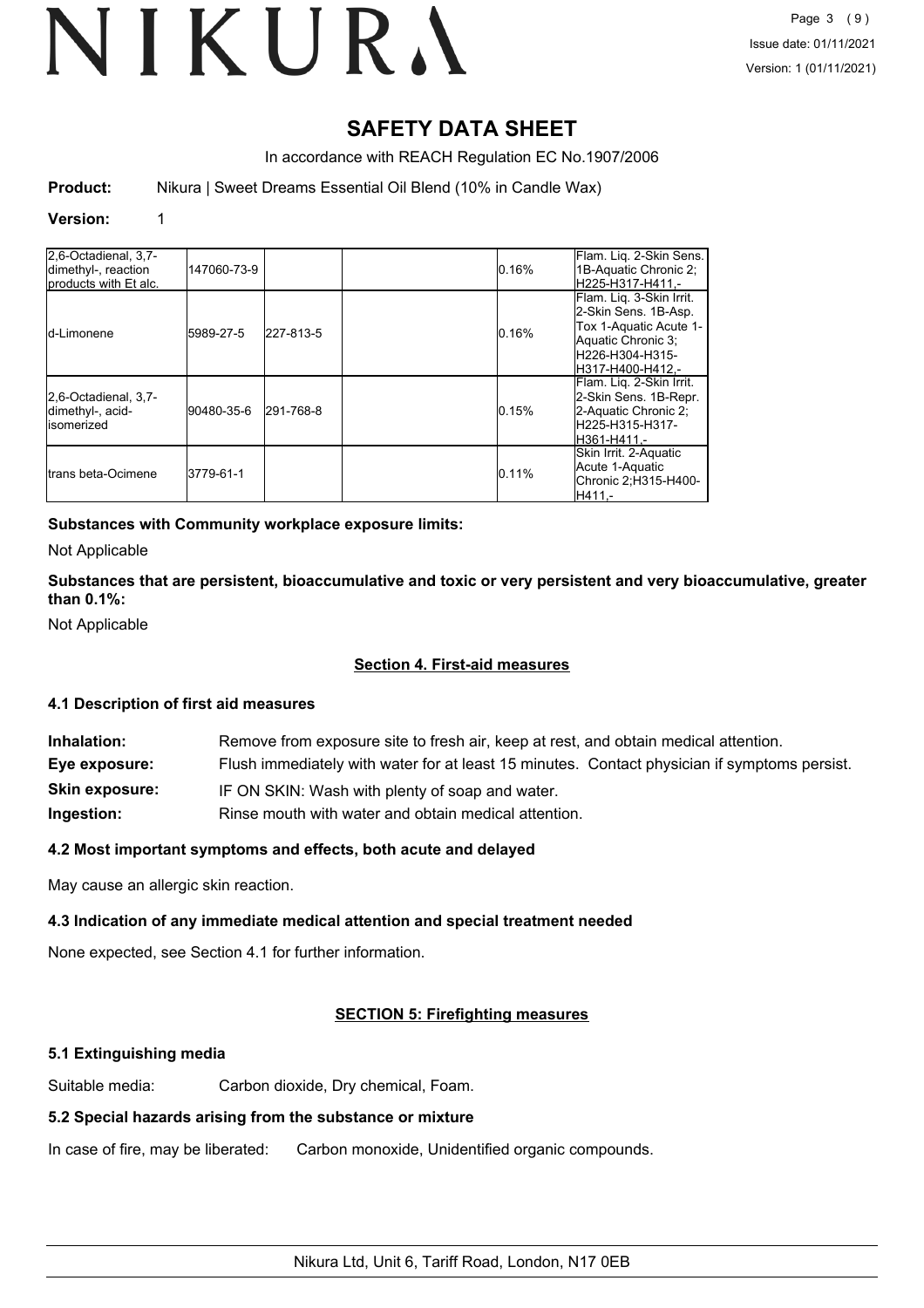# SAFETY DATA SHEET

In accordance with REACH Regulation EC No.1907/2006

**Product:** Nikura | Sweet Dreams Essential Oil Blend (10% in Candle Wax)

**Version:** 1

| | | | | | |
|---|---|---|---|---|---|
| 2,6-Octadienal, 3,7-dimethyl-, reaction products with Et alc. | 147060-73-9 | | | 0.16% | Flam. Liq. 2-Skin Sens. 1B-Aquatic Chronic 2; H225-H317-H411,- |
| d-Limonene | 5989-27-5 | 227-813-5 | | 0.16% | Flam. Liq. 3-Skin Irrit. 2-Skin Sens. 1B-Asp. Tox 1-Aquatic Acute 1-Aquatic Chronic 3; H226-H304-H315-H317-H400-H412,- |
| 2,6-Octadienal, 3,7-dimethyl-, acid-isomerized | 90480-35-6 | 291-768-8 | | 0.15% | Flam. Liq. 2-Skin Irrit. 2-Skin Sens. 1B-Repr. 2-Aquatic Chronic 2; H225-H315-H317-H361-H411,- |
| trans beta-Ocimene | 3779-61-1 | | | 0.11% | Skin Irrit. 2-Aquatic Acute 1-Aquatic Chronic 2;H315-H400-H411,- |

**Substances with Community workplace exposure limits:**

Not Applicable

**Substances that are persistent, bioaccumulative and toxic or very persistent and very bioaccumulative, greater than 0.1%:**

Not Applicable

## Section 4. First-aid measures

### 4.1 Description of first aid measures

**Inhalation:** Remove from exposure site to fresh air, keep at rest, and obtain medical attention.

**Eye exposure:** Flush immediately with water for at least 15 minutes. Contact physician if symptoms persist.

**Skin exposure:** IF ON SKIN: Wash with plenty of soap and water.

**Ingestion:** Rinse mouth with water and obtain medical attention.

### 4.2 Most important symptoms and effects, both acute and delayed

May cause an allergic skin reaction.

### 4.3 Indication of any immediate medical attention and special treatment needed

None expected, see Section 4.1 for further information.

## SECTION 5: Firefighting measures

### 5.1 Extinguishing media

Suitable media: Carbon dioxide, Dry chemical, Foam.

### 5.2 Special hazards arising from the substance or mixture

In case of fire, may be liberated: Carbon monoxide, Unidentified organic compounds.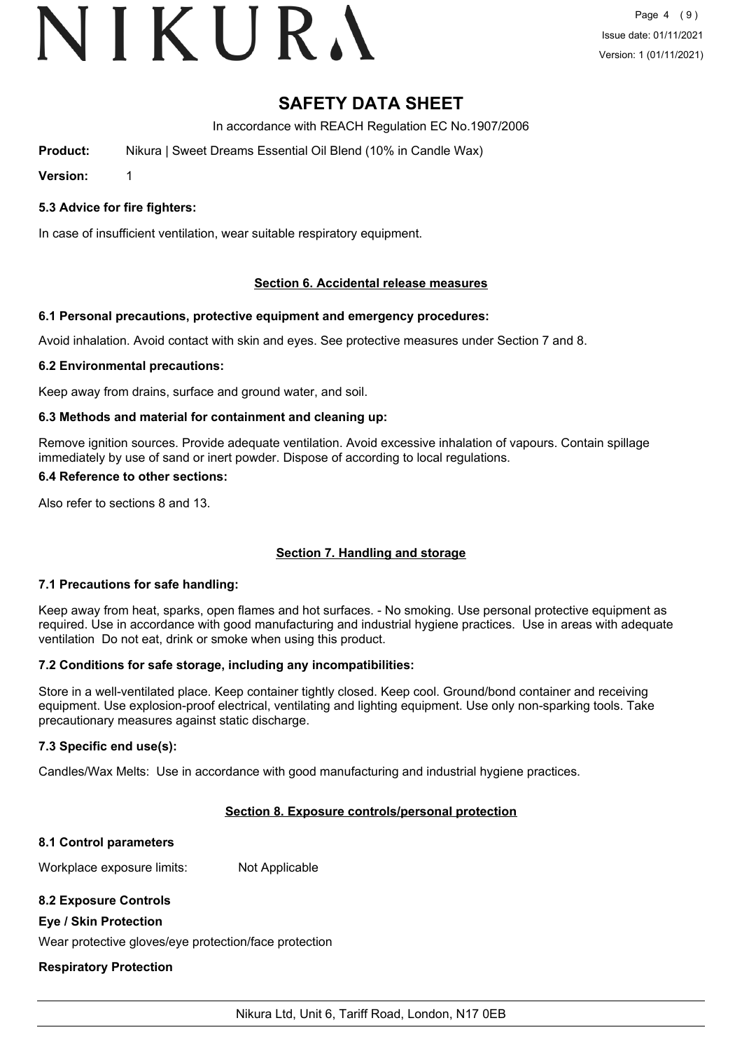**5.3 Advice for fire fighters:**

In case of insufficient ventilation, wear suitable respiratory equipment.

## Section 6. Accidental release measures

**6.1 Personal precautions, protective equipment and emergency procedures:**

Avoid inhalation. Avoid contact with skin and eyes. See protective measures under Section 7 and 8.

**6.2 Environmental precautions:**

Keep away from drains, surface and ground water, and soil.

**6.3 Methods and material for containment and cleaning up:**

Remove ignition sources. Provide adequate ventilation. Avoid excessive inhalation of vapours. Contain spillage immediately by use of sand or inert powder. Dispose of according to local regulations.

**6.4 Reference to other sections:**

Also refer to sections 8 and 13.

## Section 7. Handling and storage

**7.1 Precautions for safe handling:**

Keep away from heat, sparks, open flames and hot surfaces. - No smoking. Use personal protective equipment as required. Use in accordance with good manufacturing and industrial hygiene practices. Use in areas with adequate ventilation Do not eat, drink or smoke when using this product.

**7.2 Conditions for safe storage, including any incompatibilities:**

Store in a well-ventilated place. Keep container tightly closed. Keep cool. Ground/bond container and receiving equipment. Use explosion-proof electrical, ventilating and lighting equipment. Use only non-sparking tools. Take precautionary measures against static discharge.

**7.3 Specific end use(s):**

Candles/Wax Melts: Use in accordance with good manufacturing and industrial hygiene practices.

## Section 8. Exposure controls/personal protection

**8.1 Control parameters**

Workplace exposure limits: Not Applicable

**8.2 Exposure Controls**

**Eye / Skin Protection**

Wear protective gloves/eye protection/face protection

**Respiratory Protection**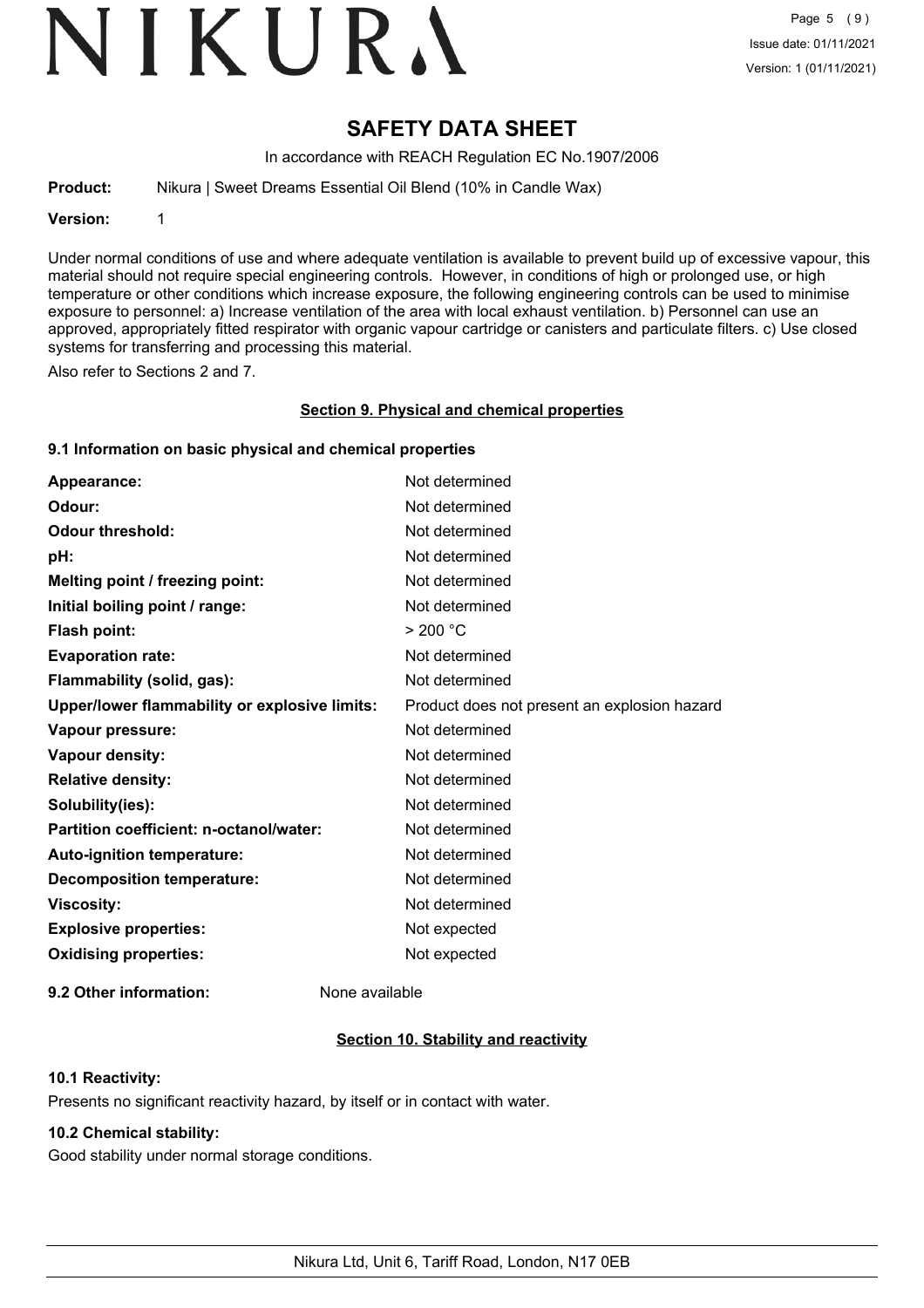# SAFETY DATA SHEET

In accordance with REACH Regulation EC No.1907/2006

**Product:** Nikura | Sweet Dreams Essential Oil Blend (10% in Candle Wax)

**Version:** 1

Under normal conditions of use and where adequate ventilation is available to prevent build up of excessive vapour, this material should not require special engineering controls. However, in conditions of high or prolonged use, or high temperature or other conditions which increase exposure, the following engineering controls can be used to minimise exposure to personnel: a) Increase ventilation of the area with local exhaust ventilation. b) Personnel can use an approved, appropriately fitted respirator with organic vapour cartridge or canisters and particulate filters. c) Use closed systems for transferring and processing this material.

Also refer to Sections 2 and 7.

## Section 9. Physical and chemical properties

### 9.1 Information on basic physical and chemical properties

| | |
|---|---|
| **Appearance:** | Not determined |
| **Odour:** | Not determined |
| **Odour threshold:** | Not determined |
| **pH:** | Not determined |
| **Melting point / freezing point:** | Not determined |
| **Initial boiling point / range:** | Not determined |
| **Flash point:** | > 200 °C |
| **Evaporation rate:** | Not determined |
| **Flammability (solid, gas):** | Not determined |
| **Upper/lower flammability or explosive limits:** | Product does not present an explosion hazard |
| **Vapour pressure:** | Not determined |
| **Vapour density:** | Not determined |
| **Relative density:** | Not determined |
| **Solubility(ies):** | Not determined |
| **Partition coefficient: n-octanol/water:** | Not determined |
| **Auto-ignition temperature:** | Not determined |
| **Decomposition temperature:** | Not determined |
| **Viscosity:** | Not determined |
| **Explosive properties:** | Not expected |
| **Oxidising properties:** | Not expected |

**9.2 Other information:** None available

## Section 10. Stability and reactivity

### 10.1 Reactivity:

Presents no significant reactivity hazard, by itself or in contact with water.

### 10.2 Chemical stability:

Good stability under normal storage conditions.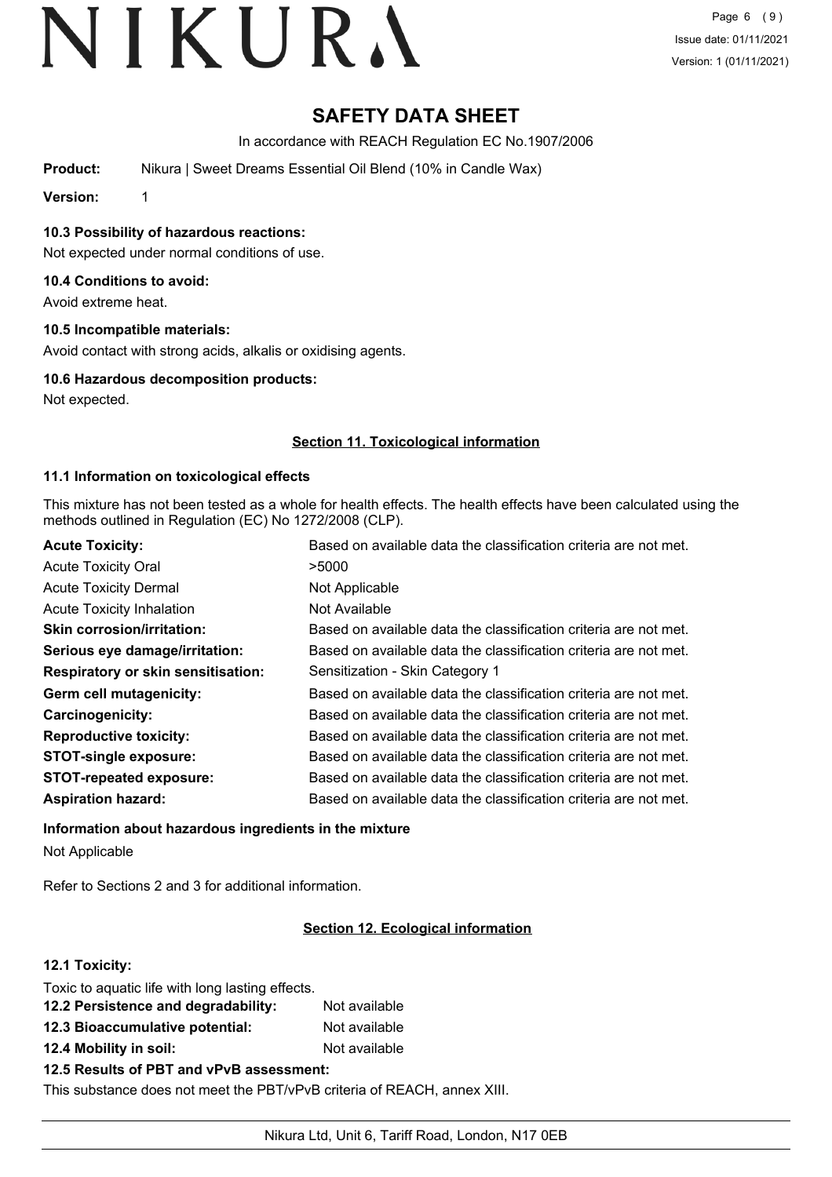# SAFETY DATA SHEET

In accordance with REACH Regulation EC No.1907/2006

**Product:** Nikura | Sweet Dreams Essential Oil Blend (10% in Candle Wax)

**Version:** 1

### 10.3 Possibility of hazardous reactions:

Not expected under normal conditions of use.

### 10.4 Conditions to avoid:

Avoid extreme heat.

### 10.5 Incompatible materials:

Avoid contact with strong acids, alkalis or oxidising agents.

### 10.6 Hazardous decomposition products:

Not expected.

## Section 11. Toxicological information

### 11.1 Information on toxicological effects

This mixture has not been tested as a whole for health effects. The health effects have been calculated using the methods outlined in Regulation (EC) No 1272/2008 (CLP).

| | |
|---|---|
| **Acute Toxicity:** | Based on available data the classification criteria are not met. |
| Acute Toxicity Oral | >5000 |
| Acute Toxicity Dermal | Not Applicable |
| Acute Toxicity Inhalation | Not Available |
| **Skin corrosion/irritation:** | Based on available data the classification criteria are not met. |
| **Serious eye damage/irritation:** | Based on available data the classification criteria are not met. |
| **Respiratory or skin sensitisation:** | Sensitization - Skin Category 1 |
| **Germ cell mutagenicity:** | Based on available data the classification criteria are not met. |
| **Carcinogenicity:** | Based on available data the classification criteria are not met. |
| **Reproductive toxicity:** | Based on available data the classification criteria are not met. |
| **STOT-single exposure:** | Based on available data the classification criteria are not met. |
| **STOT-repeated exposure:** | Based on available data the classification criteria are not met. |
| **Aspiration hazard:** | Based on available data the classification criteria are not met. |

### Information about hazardous ingredients in the mixture

Not Applicable

Refer to Sections 2 and 3 for additional information.

## Section 12. Ecological information

### 12.1 Toxicity:

Toxic to aquatic life with long lasting effects.

| | |
|---|---|
| **12.2 Persistence and degradability:** | Not available |
| **12.3 Bioaccumulative potential:** | Not available |
| **12.4 Mobility in soil:** | Not available |

### 12.5 Results of PBT and vPvB assessment:

This substance does not meet the PBT/vPvB criteria of REACH, annex XIII.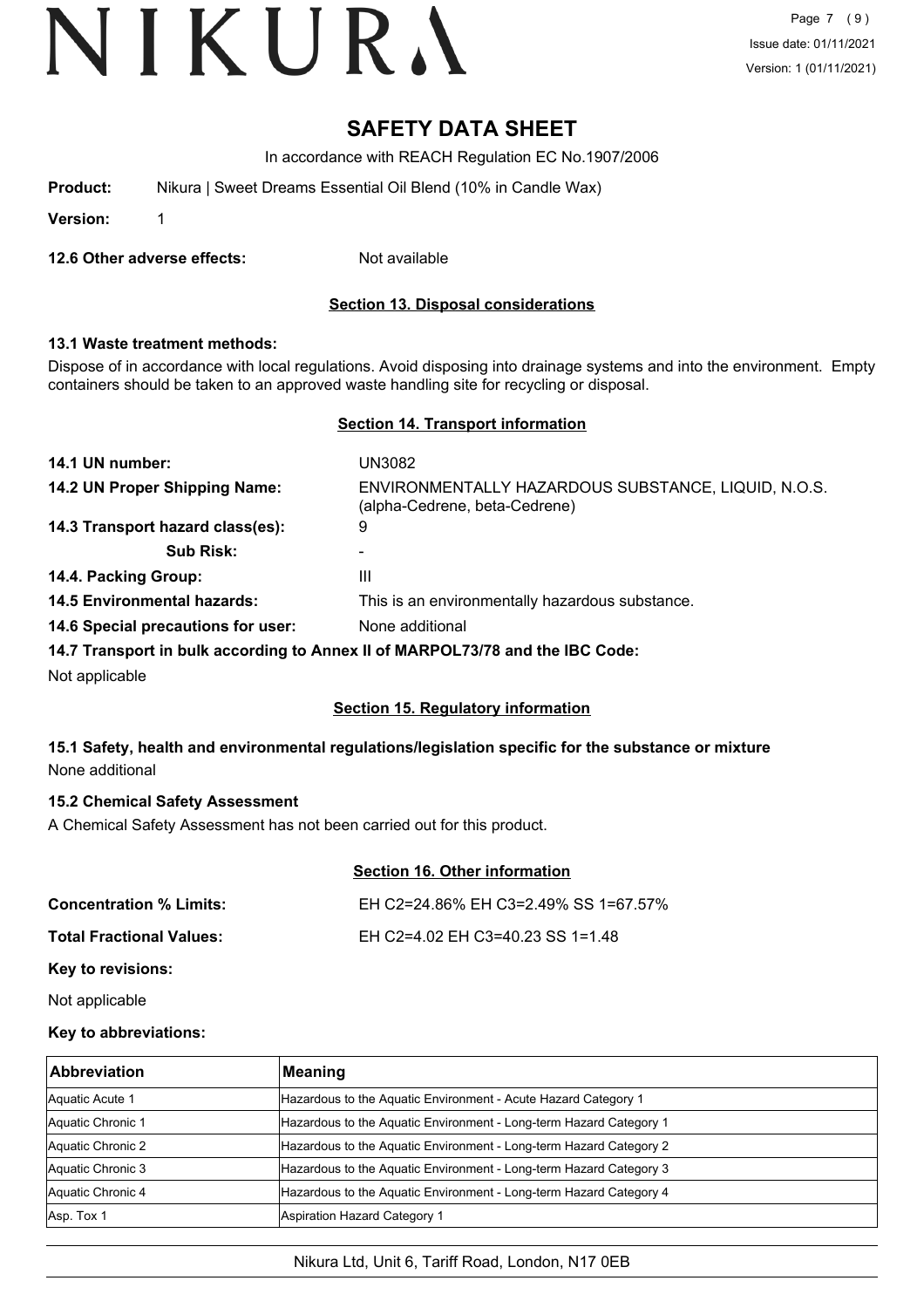# SAFETY DATA SHEET

In accordance with REACH Regulation EC No.1907/2006

**Product:** Nikura | Sweet Dreams Essential Oil Blend (10% in Candle Wax)

**Version:** 1

**12.6 Other adverse effects:** Not available

## Section 13. Disposal considerations

### 13.1 Waste treatment methods:

Dispose of in accordance with local regulations. Avoid disposing into drainage systems and into the environment. Empty containers should be taken to an approved waste handling site for recycling or disposal.

## Section 14. Transport information

**14.1 UN number:** UN3082

**14.2 UN Proper Shipping Name:** ENVIRONMENTALLY HAZARDOUS SUBSTANCE, LIQUID, N.O.S. (alpha-Cedrene, beta-Cedrene)

**14.3 Transport hazard class(es):** 9

**Sub Risk:** -

**14.4. Packing Group:** III

**14.5 Environmental hazards:** This is an environmentally hazardous substance.

**14.6 Special precautions for user:** None additional

**14.7 Transport in bulk according to Annex II of MARPOL73/78 and the IBC Code:**

Not applicable

## Section 15. Regulatory information

### 15.1 Safety, health and environmental regulations/legislation specific for the substance or mixture

None additional

### 15.2 Chemical Safety Assessment

A Chemical Safety Assessment has not been carried out for this product.

## Section 16. Other information

**Concentration % Limits:** EH C2=24.86% EH C3=2.49% SS 1=67.57%

**Total Fractional Values:** EH C2=4.02 EH C3=40.23 SS 1=1.48

**Key to revisions:**

Not applicable

**Key to abbreviations:**

| Abbreviation | Meaning |
|---|---|
| Aquatic Acute 1 | Hazardous to the Aquatic Environment - Acute Hazard Category 1 |
| Aquatic Chronic 1 | Hazardous to the Aquatic Environment - Long-term Hazard Category 1 |
| Aquatic Chronic 2 | Hazardous to the Aquatic Environment - Long-term Hazard Category 2 |
| Aquatic Chronic 3 | Hazardous to the Aquatic Environment - Long-term Hazard Category 3 |
| Aquatic Chronic 4 | Hazardous to the Aquatic Environment - Long-term Hazard Category 4 |
| Asp. Tox 1 | Aspiration Hazard Category 1 |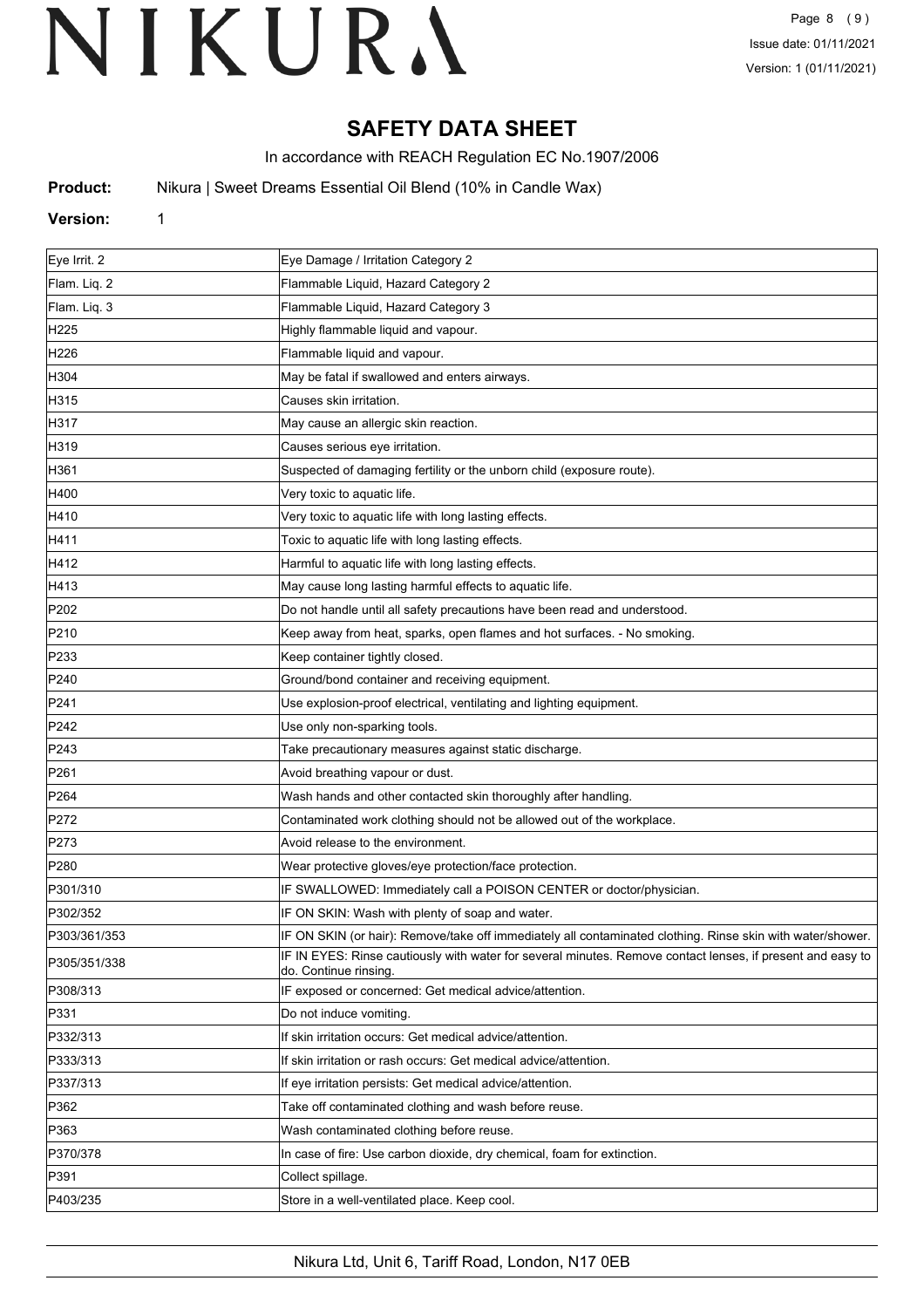# SAFETY DATA SHEET

In accordance with REACH Regulation EC No.1907/2006

**Product:** Nikura | Sweet Dreams Essential Oil Blend (10% in Candle Wax)

**Version:** 1

| | |
|---|---|
| Eye Irrit. 2 | Eye Damage / Irritation Category 2 |
| Flam. Liq. 2 | Flammable Liquid, Hazard Category 2 |
| Flam. Liq. 3 | Flammable Liquid, Hazard Category 3 |
| H225 | Highly flammable liquid and vapour. |
| H226 | Flammable liquid and vapour. |
| H304 | May be fatal if swallowed and enters airways. |
| H315 | Causes skin irritation. |
| H317 | May cause an allergic skin reaction. |
| H319 | Causes serious eye irritation. |
| H361 | Suspected of damaging fertility or the unborn child (exposure route). |
| H400 | Very toxic to aquatic life. |
| H410 | Very toxic to aquatic life with long lasting effects. |
| H411 | Toxic to aquatic life with long lasting effects. |
| H412 | Harmful to aquatic life with long lasting effects. |
| H413 | May cause long lasting harmful effects to aquatic life. |
| P202 | Do not handle until all safety precautions have been read and understood. |
| P210 | Keep away from heat, sparks, open flames and hot surfaces. - No smoking. |
| P233 | Keep container tightly closed. |
| P240 | Ground/bond container and receiving equipment. |
| P241 | Use explosion-proof electrical, ventilating and lighting equipment. |
| P242 | Use only non-sparking tools. |
| P243 | Take precautionary measures against static discharge. |
| P261 | Avoid breathing vapour or dust. |
| P264 | Wash hands and other contacted skin thoroughly after handling. |
| P272 | Contaminated work clothing should not be allowed out of the workplace. |
| P273 | Avoid release to the environment. |
| P280 | Wear protective gloves/eye protection/face protection. |
| P301/310 | IF SWALLOWED: Immediately call a POISON CENTER or doctor/physician. |
| P302/352 | IF ON SKIN: Wash with plenty of soap and water. |
| P303/361/353 | IF ON SKIN (or hair): Remove/take off immediately all contaminated clothing. Rinse skin with water/shower. |
| P305/351/338 | IF IN EYES: Rinse cautiously with water for several minutes. Remove contact lenses, if present and easy to do. Continue rinsing. |
| P308/313 | IF exposed or concerned: Get medical advice/attention. |
| P331 | Do not induce vomiting. |
| P332/313 | If skin irritation occurs: Get medical advice/attention. |
| P333/313 | If skin irritation or rash occurs: Get medical advice/attention. |
| P337/313 | If eye irritation persists: Get medical advice/attention. |
| P362 | Take off contaminated clothing and wash before reuse. |
| P363 | Wash contaminated clothing before reuse. |
| P370/378 | In case of fire: Use carbon dioxide, dry chemical, foam for extinction. |
| P391 | Collect spillage. |
| P403/235 | Store in a well-ventilated place. Keep cool. |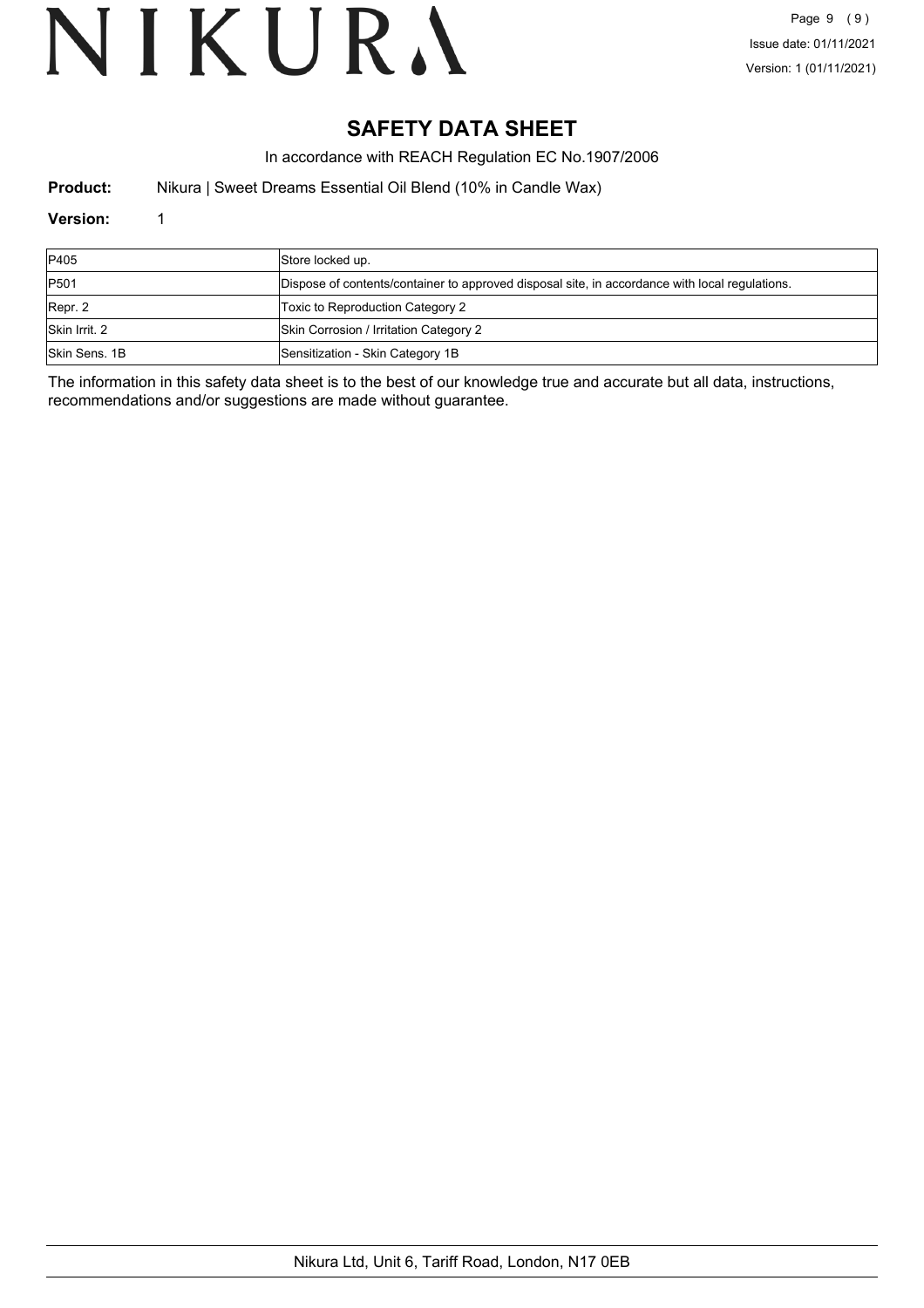# SAFETY DATA SHEET

In accordance with REACH Regulation EC No.1907/2006

**Product:** Nikura | Sweet Dreams Essential Oil Blend (10% in Candle Wax)

**Version:** 1

| | |
|---|---|
| P405 | Store locked up. |
| P501 | Dispose of contents/container to approved disposal site, in accordance with local regulations. |
| Repr. 2 | Toxic to Reproduction Category 2 |
| Skin Irrit. 2 | Skin Corrosion / Irritation Category 2 |
| Skin Sens. 1B | Sensitization - Skin Category 1B |

The information in this safety data sheet is to the best of our knowledge true and accurate but all data, instructions, recommendations and/or suggestions are made without guarantee.